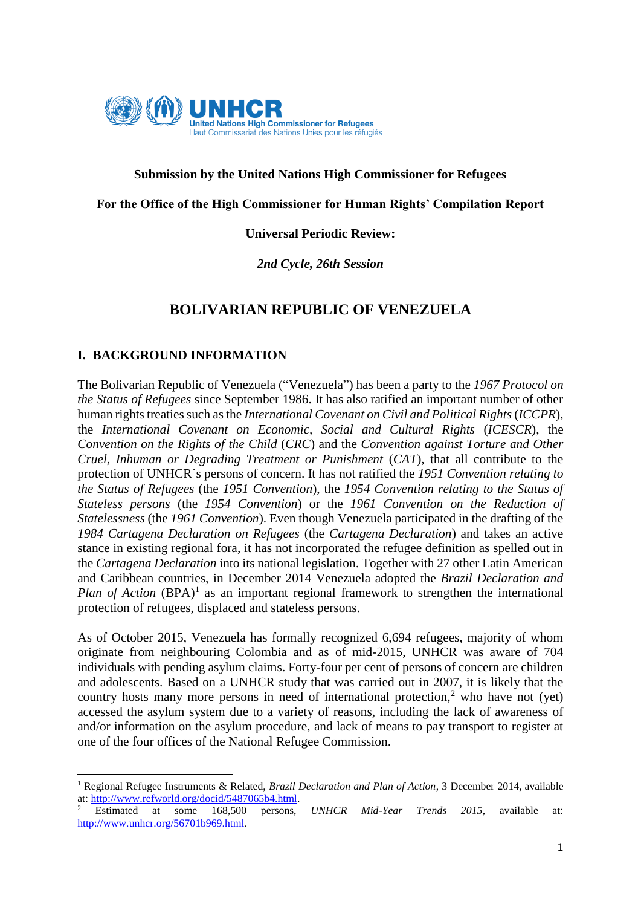**Submission by the United Nations High Commissioner for Refugees**

**For the Office of the High Commissioner for Human Rights' Compilation Report**

**Universal Periodic Review:**

***2nd Cycle, 26th Session***

# BOLIVARIAN REPUBLIC OF VENEZUELA

## I. BACKGROUND INFORMATION

The Bolivarian Republic of Venezuela ("Venezuela") has been a party to the *1967 Protocol on the Status of Refugees* since September 1986. It has also ratified an important number of other human rights treaties such as the *International Covenant on Civil and Political Rights* (*ICCPR*), the *International Covenant on Economic, Social and Cultural Rights* (*ICESCR*), the *Convention on the Rights of the Child* (*CRC*) and the *Convention against Torture and Other Cruel, Inhuman or Degrading Treatment or Punishment* (*CAT*), that all contribute to the protection of UNHCR´s persons of concern. It has not ratified the *1951 Convention relating to the Status of Refugees* (the *1951 Convention*), the *1954 Convention relating to the Status of Stateless persons* (the *1954 Convention*) or the *1961 Convention on the Reduction of Statelessness* (the *1961 Convention*). Even though Venezuela participated in the drafting of the *1984 Cartagena Declaration on Refugees* (the *Cartagena Declaration*) and takes an active stance in existing regional fora, it has not incorporated the refugee definition as spelled out in the *Cartagena Declaration* into its national legislation. Together with 27 other Latin American and Caribbean countries, in December 2014 Venezuela adopted the *Brazil Declaration and Plan of Action* (BPA)[1] as an important regional framework to strengthen the international protection of refugees, displaced and stateless persons.

As of October 2015, Venezuela has formally recognized 6,694 refugees, majority of whom originate from neighbouring Colombia and as of mid-2015, UNHCR was aware of 704 individuals with pending asylum claims. Forty-four per cent of persons of concern are children and adolescents. Based on a UNHCR study that was carried out in 2007, it is likely that the country hosts many more persons in need of international protection,[2] who have not (yet) accessed the asylum system due to a variety of reasons, including the lack of awareness of and/or information on the asylum procedure, and lack of means to pay transport to register at one of the four offices of the National Refugee Commission.

---

[1] Regional Refugee Instruments & Related, *Brazil Declaration and Plan of Action*, 3 December 2014, available at: http://www.refworld.org/docid/5487065b4.html.

[2] Estimated at some 168,500 persons, *UNHCR Mid-Year Trends 2015*, available at: http://www.unhcr.org/56701b969.html.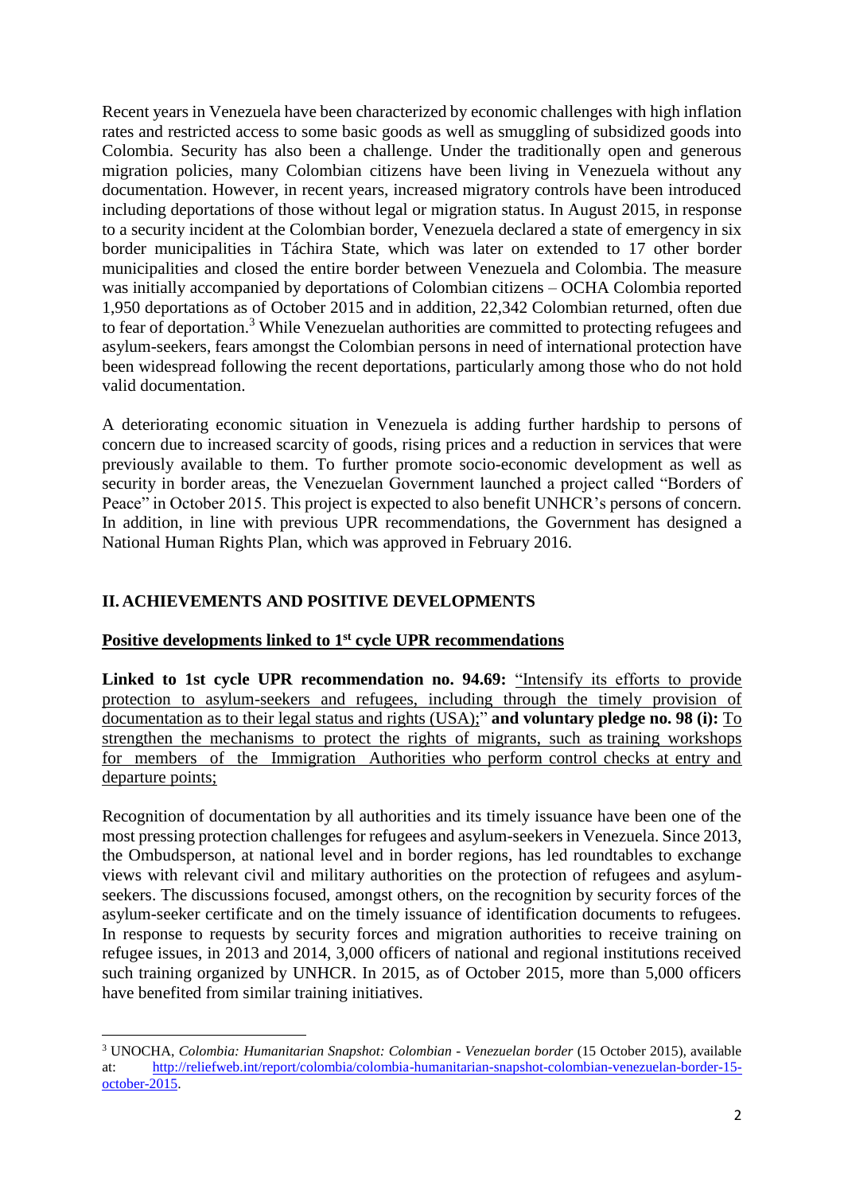Recent years in Venezuela have been characterized by economic challenges with high inflation rates and restricted access to some basic goods as well as smuggling of subsidized goods into Colombia. Security has also been a challenge. Under the traditionally open and generous migration policies, many Colombian citizens have been living in Venezuela without any documentation. However, in recent years, increased migratory controls have been introduced including deportations of those without legal or migration status. In August 2015, in response to a security incident at the Colombian border, Venezuela declared a state of emergency in six border municipalities in Táchira State, which was later on extended to 17 other border municipalities and closed the entire border between Venezuela and Colombia. The measure was initially accompanied by deportations of Colombian citizens – OCHA Colombia reported 1,950 deportations as of October 2015 and in addition, 22,342 Colombian returned, often due to fear of deportation.[3] While Venezuelan authorities are committed to protecting refugees and asylum-seekers, fears amongst the Colombian persons in need of international protection have been widespread following the recent deportations, particularly among those who do not hold valid documentation.

A deteriorating economic situation in Venezuela is adding further hardship to persons of concern due to increased scarcity of goods, rising prices and a reduction in services that were previously available to them. To further promote socio-economic development as well as security in border areas, the Venezuelan Government launched a project called "Borders of Peace" in October 2015. This project is expected to also benefit UNHCR's persons of concern. In addition, in line with previous UPR recommendations, the Government has designed a National Human Rights Plan, which was approved in February 2016.

## II. ACHIEVEMENTS AND POSITIVE DEVELOPMENTS

### Positive developments linked to 1st cycle UPR recommendations

**Linked to 1st cycle UPR recommendation no. 94.69:** "Intensify its efforts to provide protection to asylum-seekers and refugees, including through the timely provision of documentation as to their legal status and rights (USA);" **and voluntary pledge no. 98 (i):** To strengthen the mechanisms to protect the rights of migrants, such as training workshops for members of the Immigration Authorities who perform control checks at entry and departure points;

Recognition of documentation by all authorities and its timely issuance have been one of the most pressing protection challenges for refugees and asylum-seekers in Venezuela. Since 2013, the Ombudsperson, at national level and in border regions, has led roundtables to exchange views with relevant civil and military authorities on the protection of refugees and asylum-seekers. The discussions focused, amongst others, on the recognition by security forces of the asylum-seeker certificate and on the timely issuance of identification documents to refugees. In response to requests by security forces and migration authorities to receive training on refugee issues, in 2013 and 2014, 3,000 officers of national and regional institutions received such training organized by UNHCR. In 2015, as of October 2015, more than 5,000 officers have benefited from similar training initiatives.

---

[3] UNOCHA, *Colombia: Humanitarian Snapshot: Colombian - Venezuelan border* (15 October 2015), available at: http://reliefweb.int/report/colombia/colombia-humanitarian-snapshot-colombian-venezuelan-border-15-october-2015.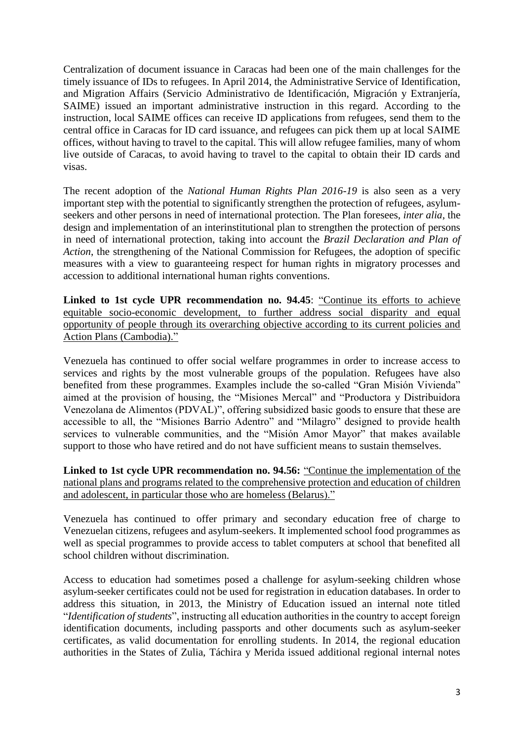Centralization of document issuance in Caracas had been one of the main challenges for the timely issuance of IDs to refugees. In April 2014, the Administrative Service of Identification, and Migration Affairs (Servicio Administrativo de Identificación, Migración y Extranjería, SAIME) issued an important administrative instruction in this regard. According to the instruction, local SAIME offices can receive ID applications from refugees, send them to the central office in Caracas for ID card issuance, and refugees can pick them up at local SAIME offices, without having to travel to the capital. This will allow refugee families, many of whom live outside of Caracas, to avoid having to travel to the capital to obtain their ID cards and visas.

The recent adoption of the *National Human Rights Plan 2016-19* is also seen as a very important step with the potential to significantly strengthen the protection of refugees, asylum-seekers and other persons in need of international protection. The Plan foresees, *inter alia*, the design and implementation of an interinstitutional plan to strengthen the protection of persons in need of international protection, taking into account the *Brazil Declaration and Plan of Action*, the strengthening of the National Commission for Refugees, the adoption of specific measures with a view to guaranteeing respect for human rights in migratory processes and accession to additional international human rights conventions.

**Linked to 1st cycle UPR recommendation no. 94.45**: "Continue its efforts to achieve equitable socio-economic development, to further address social disparity and equal opportunity of people through its overarching objective according to its current policies and Action Plans (Cambodia)."

Venezuela has continued to offer social welfare programmes in order to increase access to services and rights by the most vulnerable groups of the population. Refugees have also benefited from these programmes. Examples include the so-called "Gran Misión Vivienda" aimed at the provision of housing, the "Misiones Mercal" and "Productora y Distribuidora Venezolana de Alimentos (PDVAL)", offering subsidized basic goods to ensure that these are accessible to all, the "Misiones Barrio Adentro" and "Milagro" designed to provide health services to vulnerable communities, and the "Misión Amor Mayor" that makes available support to those who have retired and do not have sufficient means to sustain themselves.

**Linked to 1st cycle UPR recommendation no. 94.56:** "Continue the implementation of the national plans and programs related to the comprehensive protection and education of children and adolescent, in particular those who are homeless (Belarus)."

Venezuela has continued to offer primary and secondary education free of charge to Venezuelan citizens, refugees and asylum-seekers. It implemented school food programmes as well as special programmes to provide access to tablet computers at school that benefited all school children without discrimination.

Access to education had sometimes posed a challenge for asylum-seeking children whose asylum-seeker certificates could not be used for registration in education databases. In order to address this situation, in 2013, the Ministry of Education issued an internal note titled "*Identification of students*", instructing all education authorities in the country to accept foreign identification documents, including passports and other documents such as asylum-seeker certificates, as valid documentation for enrolling students. In 2014, the regional education authorities in the States of Zulia, Táchira y Merida issued additional regional internal notes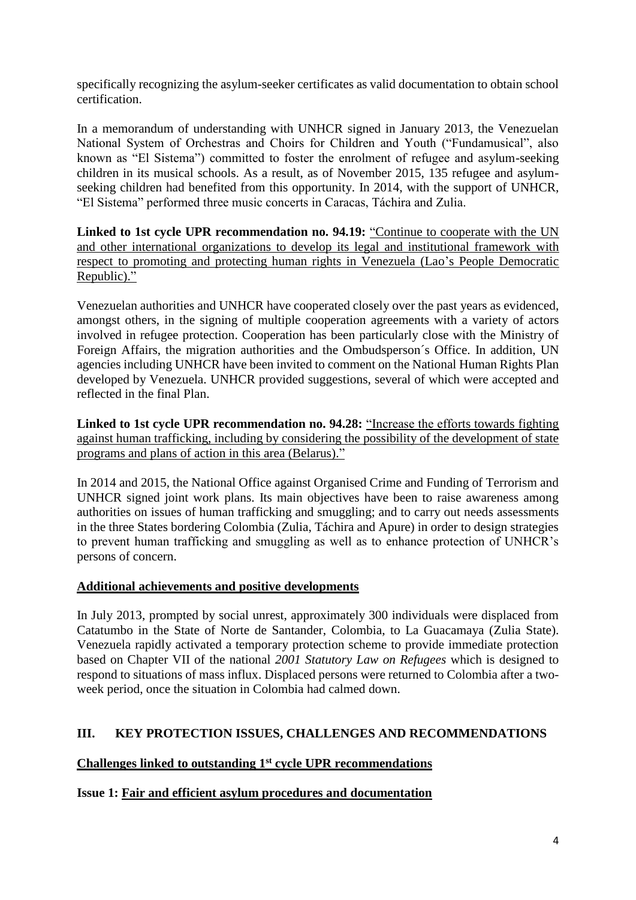specifically recognizing the asylum-seeker certificates as valid documentation to obtain school certification.

In a memorandum of understanding with UNHCR signed in January 2013, the Venezuelan National System of Orchestras and Choirs for Children and Youth ("Fundamusical", also known as "El Sistema") committed to foster the enrolment of refugee and asylum-seeking children in its musical schools. As a result, as of November 2015, 135 refugee and asylum-seeking children had benefited from this opportunity. In 2014, with the support of UNHCR, "El Sistema" performed three music concerts in Caracas, Táchira and Zulia.

**Linked to 1st cycle UPR recommendation no. 94.19:** "Continue to cooperate with the UN and other international organizations to develop its legal and institutional framework with respect to promoting and protecting human rights in Venezuela (Lao's People Democratic Republic)."

Venezuelan authorities and UNHCR have cooperated closely over the past years as evidenced, amongst others, in the signing of multiple cooperation agreements with a variety of actors involved in refugee protection. Cooperation has been particularly close with the Ministry of Foreign Affairs, the migration authorities and the Ombudsperson´s Office. In addition, UN agencies including UNHCR have been invited to comment on the National Human Rights Plan developed by Venezuela. UNHCR provided suggestions, several of which were accepted and reflected in the final Plan.

**Linked to 1st cycle UPR recommendation no. 94.28:** "Increase the efforts towards fighting against human trafficking, including by considering the possibility of the development of state programs and plans of action in this area (Belarus)."

In 2014 and 2015, the National Office against Organised Crime and Funding of Terrorism and UNHCR signed joint work plans. Its main objectives have been to raise awareness among authorities on issues of human trafficking and smuggling; and to carry out needs assessments in the three States bordering Colombia (Zulia, Táchira and Apure) in order to design strategies to prevent human trafficking and smuggling as well as to enhance protection of UNHCR's persons of concern.

**Additional achievements and positive developments**

In July 2013, prompted by social unrest, approximately 300 individuals were displaced from Catatumbo in the State of Norte de Santander, Colombia, to La Guacamaya (Zulia State). Venezuela rapidly activated a temporary protection scheme to provide immediate protection based on Chapter VII of the national *2001 Statutory Law on Refugees* which is designed to respond to situations of mass influx. Displaced persons were returned to Colombia after a two-week period, once the situation in Colombia had calmed down.

## III. KEY PROTECTION ISSUES, CHALLENGES AND RECOMMENDATIONS

**Challenges linked to outstanding 1st cycle UPR recommendations**

**Issue 1: Fair and efficient asylum procedures and documentation**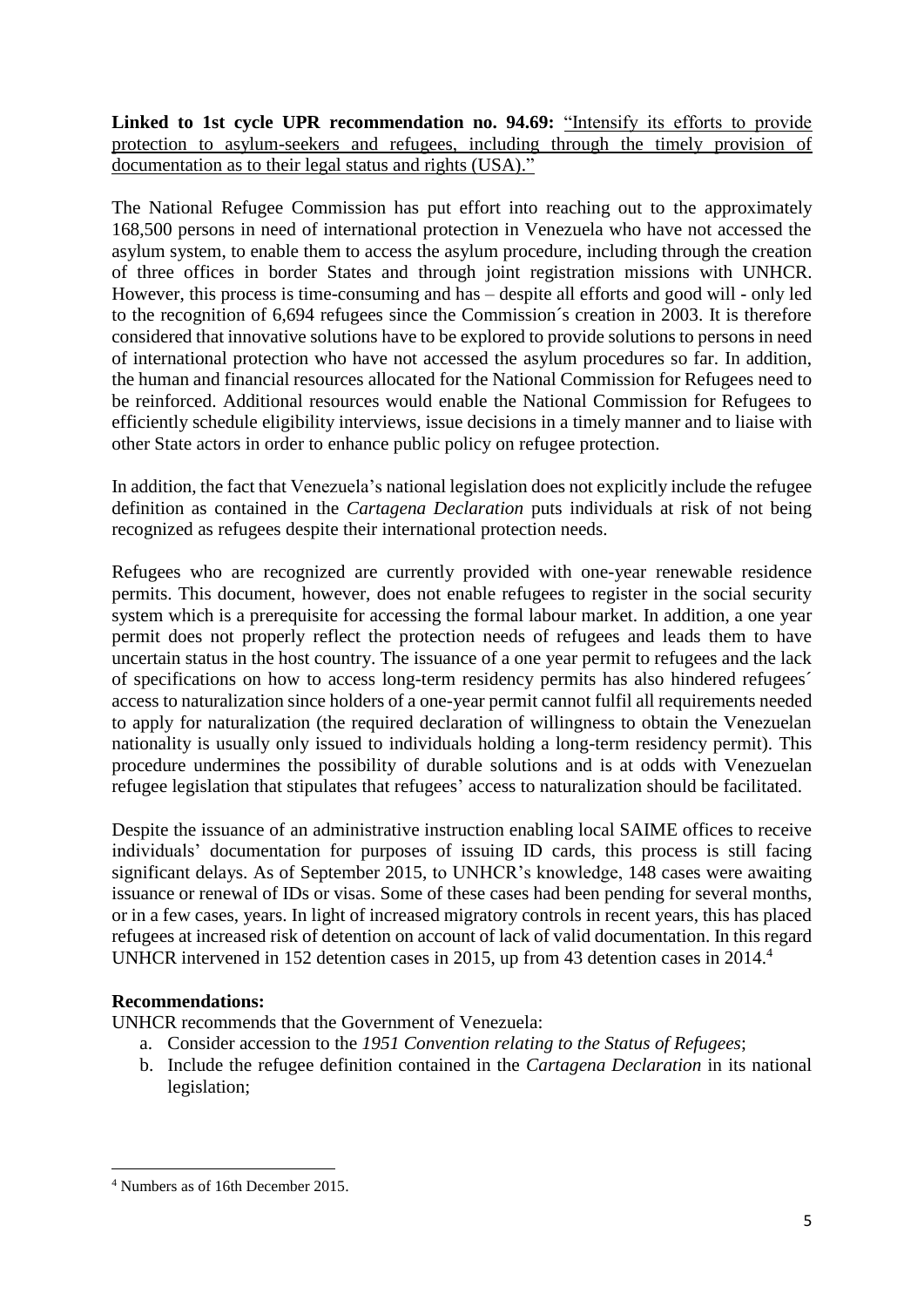**Linked to 1st cycle UPR recommendation no. 94.69:** "Intensify its efforts to provide protection to asylum-seekers and refugees, including through the timely provision of documentation as to their legal status and rights (USA)."

The National Refugee Commission has put effort into reaching out to the approximately 168,500 persons in need of international protection in Venezuela who have not accessed the asylum system, to enable them to access the asylum procedure, including through the creation of three offices in border States and through joint registration missions with UNHCR. However, this process is time-consuming and has – despite all efforts and good will - only led to the recognition of 6,694 refugees since the Commission´s creation in 2003. It is therefore considered that innovative solutions have to be explored to provide solutions to persons in need of international protection who have not accessed the asylum procedures so far. In addition, the human and financial resources allocated for the National Commission for Refugees need to be reinforced. Additional resources would enable the National Commission for Refugees to efficiently schedule eligibility interviews, issue decisions in a timely manner and to liaise with other State actors in order to enhance public policy on refugee protection.

In addition, the fact that Venezuela's national legislation does not explicitly include the refugee definition as contained in the *Cartagena Declaration* puts individuals at risk of not being recognized as refugees despite their international protection needs.

Refugees who are recognized are currently provided with one-year renewable residence permits. This document, however, does not enable refugees to register in the social security system which is a prerequisite for accessing the formal labour market. In addition, a one year permit does not properly reflect the protection needs of refugees and leads them to have uncertain status in the host country. The issuance of a one year permit to refugees and the lack of specifications on how to access long-term residency permits has also hindered refugees´ access to naturalization since holders of a one-year permit cannot fulfil all requirements needed to apply for naturalization (the required declaration of willingness to obtain the Venezuelan nationality is usually only issued to individuals holding a long-term residency permit). This procedure undermines the possibility of durable solutions and is at odds with Venezuelan refugee legislation that stipulates that refugees' access to naturalization should be facilitated.

Despite the issuance of an administrative instruction enabling local SAIME offices to receive individuals' documentation for purposes of issuing ID cards, this process is still facing significant delays. As of September 2015, to UNHCR's knowledge, 148 cases were awaiting issuance or renewal of IDs or visas. Some of these cases had been pending for several months, or in a few cases, years. In light of increased migratory controls in recent years, this has placed refugees at increased risk of detention on account of lack of valid documentation. In this regard UNHCR intervened in 152 detention cases in 2015, up from 43 detention cases in 2014.[4]

**Recommendations:**

UNHCR recommends that the Government of Venezuela:

a. Consider accession to the *1951 Convention relating to the Status of Refugees*;
b. Include the refugee definition contained in the *Cartagena Declaration* in its national legislation;

[4] Numbers as of 16th December 2015.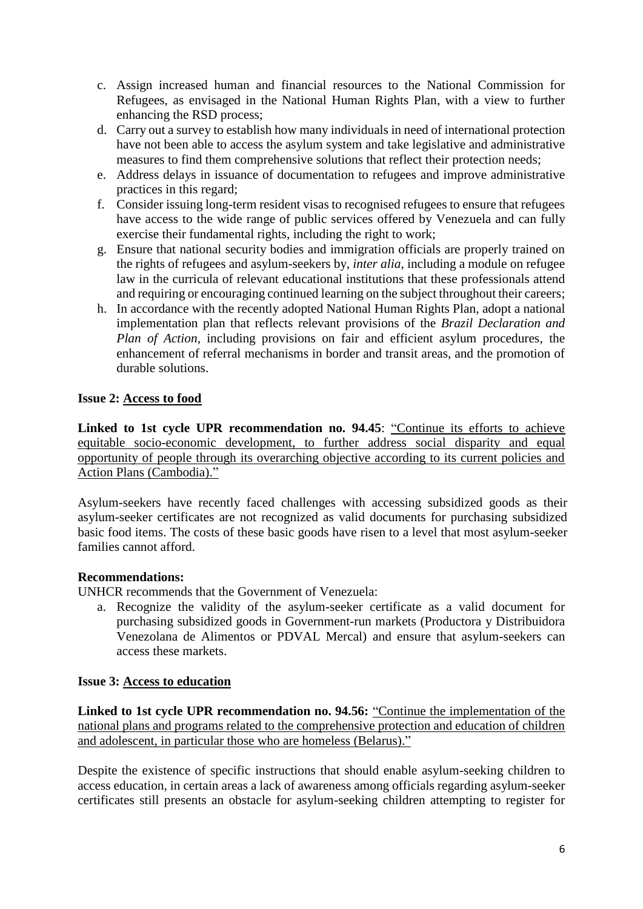c. Assign increased human and financial resources to the National Commission for Refugees, as envisaged in the National Human Rights Plan, with a view to further enhancing the RSD process;
d. Carry out a survey to establish how many individuals in need of international protection have not been able to access the asylum system and take legislative and administrative measures to find them comprehensive solutions that reflect their protection needs;
e. Address delays in issuance of documentation to refugees and improve administrative practices in this regard;
f. Consider issuing long-term resident visas to recognised refugees to ensure that refugees have access to the wide range of public services offered by Venezuela and can fully exercise their fundamental rights, including the right to work;
g. Ensure that national security bodies and immigration officials are properly trained on the rights of refugees and asylum-seekers by, *inter alia*, including a module on refugee law in the curricula of relevant educational institutions that these professionals attend and requiring or encouraging continued learning on the subject throughout their careers;
h. In accordance with the recently adopted National Human Rights Plan, adopt a national implementation plan that reflects relevant provisions of the *Brazil Declaration and Plan of Action*, including provisions on fair and efficient asylum procedures, the enhancement of referral mechanisms in border and transit areas, and the promotion of durable solutions.

**Issue 2: <u>Access to food</u>**

**Linked to 1st cycle UPR recommendation no. 94.45**: <u>"Continue its efforts to achieve equitable socio-economic development, to further address social disparity and equal opportunity of people through its overarching objective according to its current policies and Action Plans (Cambodia)."</u>

Asylum-seekers have recently faced challenges with accessing subsidized goods as their asylum-seeker certificates are not recognized as valid documents for purchasing subsidized basic food items. The costs of these basic goods have risen to a level that most asylum-seeker families cannot afford.

**Recommendations:**

UNHCR recommends that the Government of Venezuela:

a. Recognize the validity of the asylum-seeker certificate as a valid document for purchasing subsidized goods in Government-run markets (Productora y Distribuidora Venezolana de Alimentos or PDVAL Mercal) and ensure that asylum-seekers can access these markets.

**Issue 3: <u>Access to education</u>**

**Linked to 1st cycle UPR recommendation no. 94.56:** <u>"Continue the implementation of the national plans and programs related to the comprehensive protection and education of children and adolescent, in particular those who are homeless (Belarus)."</u>

Despite the existence of specific instructions that should enable asylum-seeking children to access education, in certain areas a lack of awareness among officials regarding asylum-seeker certificates still presents an obstacle for asylum-seeking children attempting to register for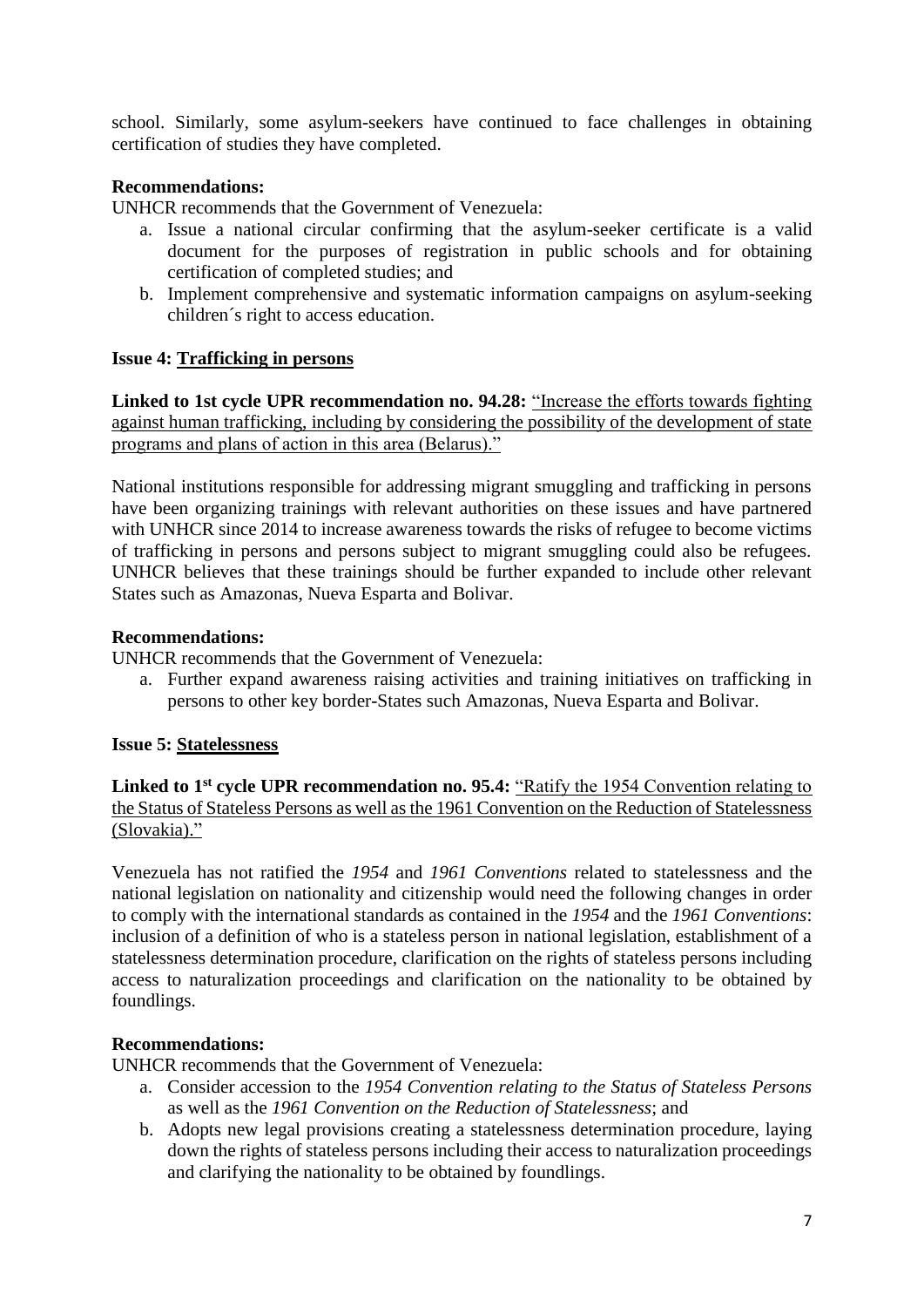school. Similarly, some asylum-seekers have continued to face challenges in obtaining certification of studies they have completed.

**Recommendations:**

UNHCR recommends that the Government of Venezuela:

a. Issue a national circular confirming that the asylum-seeker certificate is a valid document for the purposes of registration in public schools and for obtaining certification of completed studies; and
b. Implement comprehensive and systematic information campaigns on asylum-seeking children´s right to access education.

**Issue 4: Trafficking in persons**

**Linked to 1st cycle UPR recommendation no. 94.28:** "Increase the efforts towards fighting against human trafficking, including by considering the possibility of the development of state programs and plans of action in this area (Belarus)."

National institutions responsible for addressing migrant smuggling and trafficking in persons have been organizing trainings with relevant authorities on these issues and have partnered with UNHCR since 2014 to increase awareness towards the risks of refugee to become victims of trafficking in persons and persons subject to migrant smuggling could also be refugees. UNHCR believes that these trainings should be further expanded to include other relevant States such as Amazonas, Nueva Esparta and Bolivar.

**Recommendations:**

UNHCR recommends that the Government of Venezuela:

a. Further expand awareness raising activities and training initiatives on trafficking in persons to other key border-States such Amazonas, Nueva Esparta and Bolivar.

**Issue 5: Statelessness**

**Linked to 1st cycle UPR recommendation no. 95.4:** "Ratify the 1954 Convention relating to the Status of Stateless Persons as well as the 1961 Convention on the Reduction of Statelessness (Slovakia)."

Venezuela has not ratified the *1954* and *1961 Conventions* related to statelessness and the national legislation on nationality and citizenship would need the following changes in order to comply with the international standards as contained in the *1954* and the *1961 Conventions*: inclusion of a definition of who is a stateless person in national legislation, establishment of a statelessness determination procedure, clarification on the rights of stateless persons including access to naturalization proceedings and clarification on the nationality to be obtained by foundlings.

**Recommendations:**

UNHCR recommends that the Government of Venezuela:

a. Consider accession to the *1954 Convention relating to the Status of Stateless Persons* as well as the *1961 Convention on the Reduction of Statelessness*; and
b. Adopts new legal provisions creating a statelessness determination procedure, laying down the rights of stateless persons including their access to naturalization proceedings and clarifying the nationality to be obtained by foundlings.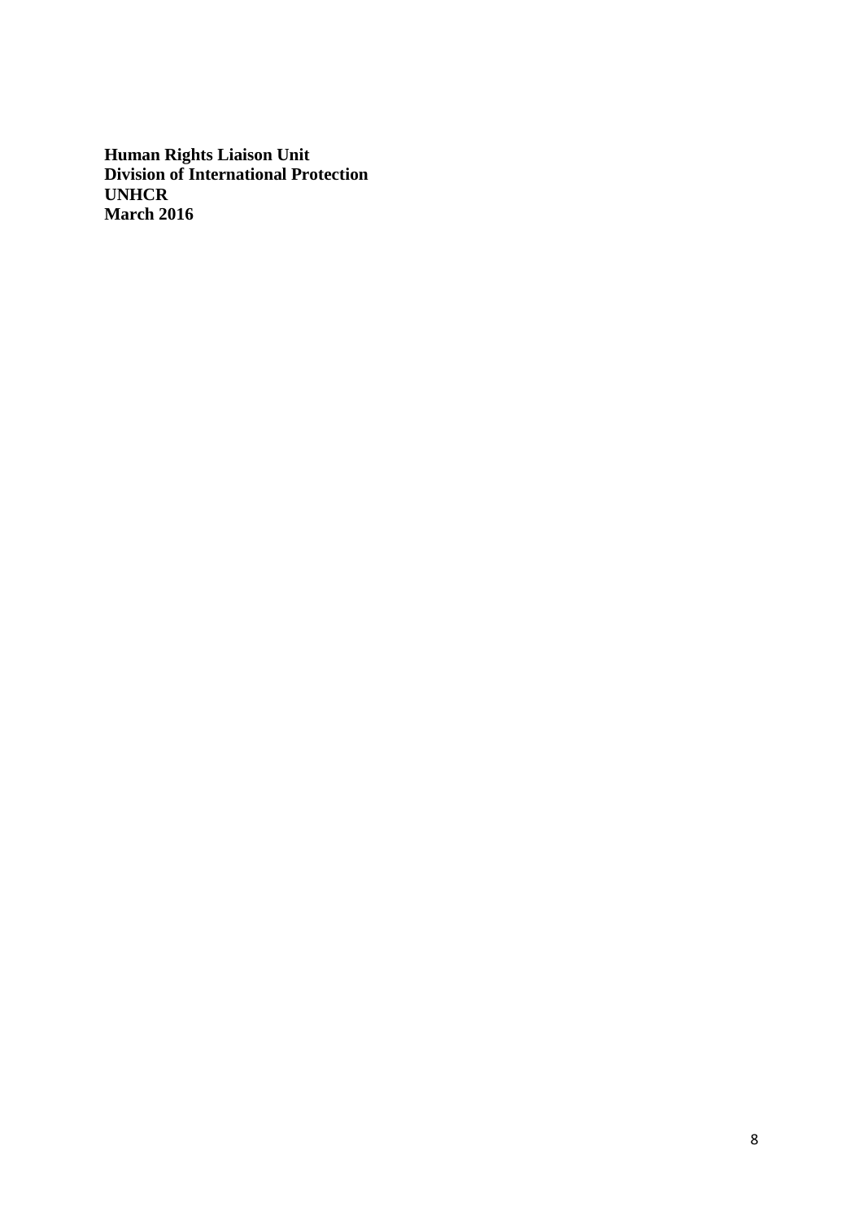**Human Rights Liaison Unit**
**Division of International Protection**
**UNHCR**
**March 2016**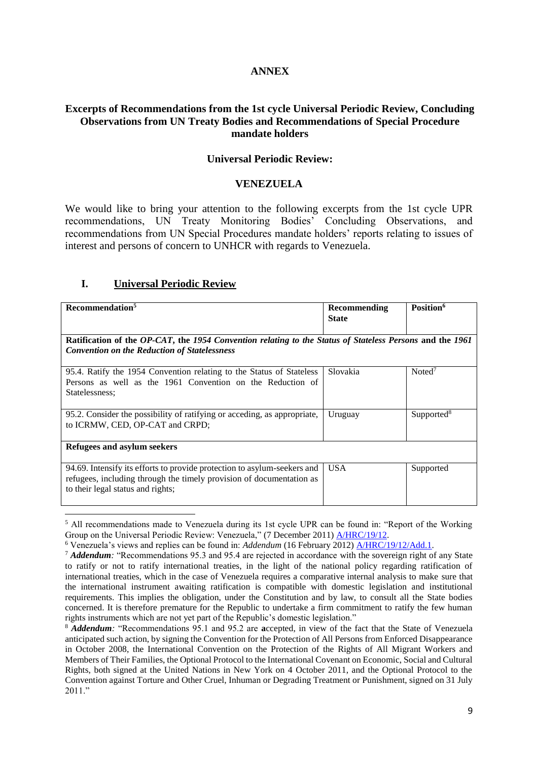# ANNEX

## Excerpts of Recommendations from the 1st cycle Universal Periodic Review, Concluding Observations from UN Treaty Bodies and Recommendations of Special Procedure mandate holders

### Universal Periodic Review:

### VENEZUELA

We would like to bring your attention to the following excerpts from the 1st cycle UPR recommendations, UN Treaty Monitoring Bodies' Concluding Observations, and recommendations from UN Special Procedures mandate holders' reports relating to issues of interest and persons of concern to UNHCR with regards to Venezuela.

## I. Universal Periodic Review

| Recommendation[5] | Recommending State | Position[6] |
|---|---|---|
| **Ratification of the *OP-CAT*, the *1954 Convention relating to the Status of Stateless Persons* and the *1961 Convention on the Reduction of Statelessness*** | | |
| 95.4. Ratify the 1954 Convention relating to the Status of Stateless Persons as well as the 1961 Convention on the Reduction of Statelessness; | Slovakia | Noted[7] |
| 95.2. Consider the possibility of ratifying or acceding, as appropriate, to ICRMW, CED, OP-CAT and CRPD; | Uruguay | Supported[8] |
| **Refugees and asylum seekers** | | |
| 94.69. Intensify its efforts to provide protection to asylum-seekers and refugees, including through the timely provision of documentation as to their legal status and rights; | USA | Supported |

[5] All recommendations made to Venezuela during its 1st cycle UPR can be found in: "Report of the Working Group on the Universal Periodic Review: Venezuela," (7 December 2011) A/HRC/19/12.

[6] Venezuela's views and replies can be found in: *Addendum* (16 February 2012) A/HRC/19/12/Add.1.

[7] ***Addendum:*** "Recommendations 95.3 and 95.4 are rejected in accordance with the sovereign right of any State to ratify or not to ratify international treaties, in the light of the national policy regarding ratification of international treaties, which in the case of Venezuela requires a comparative internal analysis to make sure that the international instrument awaiting ratification is compatible with domestic legislation and institutional requirements. This implies the obligation, under the Constitution and by law, to consult all the State bodies concerned. It is therefore premature for the Republic to undertake a firm commitment to ratify the few human rights instruments which are not yet part of the Republic's domestic legislation."

[8] ***Addendum:*** "Recommendations 95.1 and 95.2 are **a**ccepted, in view of the fact that the State of Venezuela anticipated such action, by signing the Convention for the Protection of All Persons from Enforced Disappearance in October 2008, the International Convention on the Protection of the Rights of All Migrant Workers and Members of Their Families, the Optional Protocol to the International Covenant on Economic, Social and Cultural Rights, both signed at the United Nations in New York on 4 October 2011, and the Optional Protocol to the Convention against Torture and Other Cruel, Inhuman or Degrading Treatment or Punishment, signed on 31 July 2011."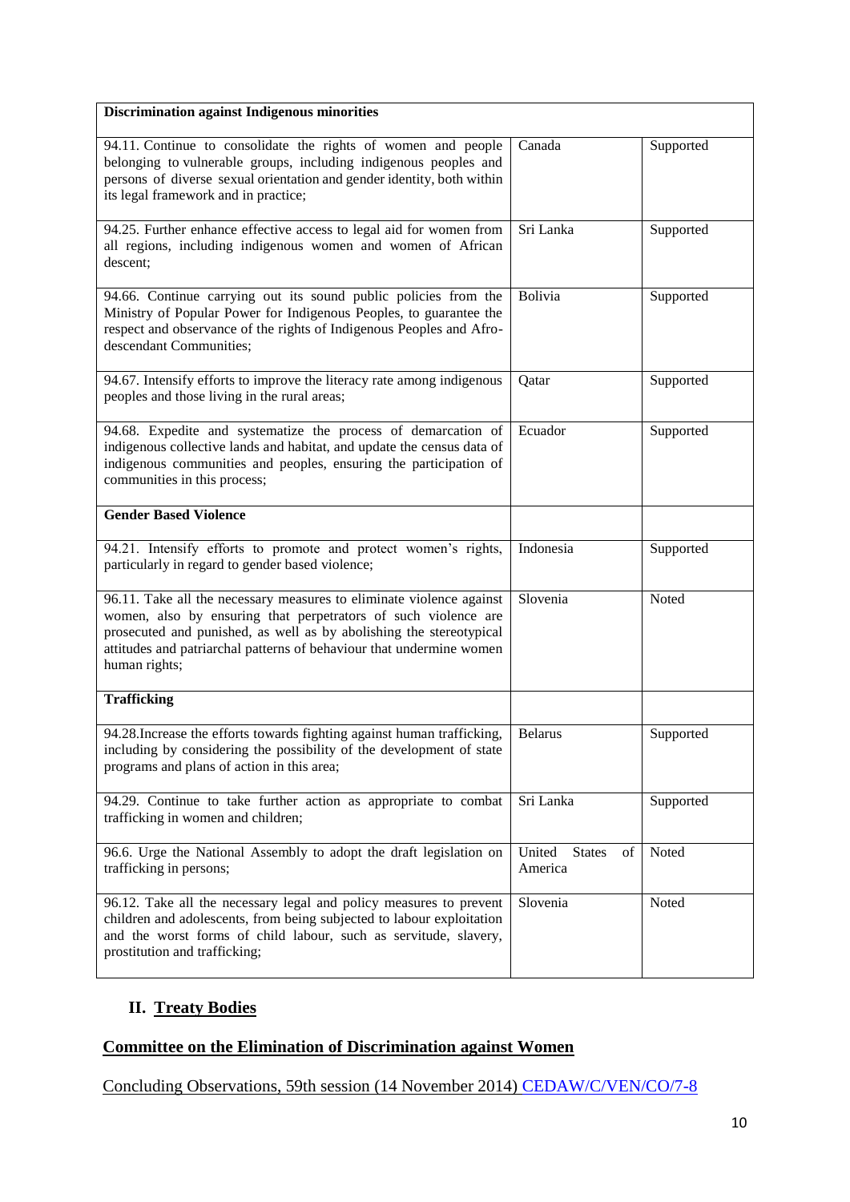| **Discrimination against Indigenous minorities** | | |
|---|---|---|
| 94.11. Continue to consolidate the rights of women and people belonging to vulnerable groups, including indigenous peoples and persons of diverse sexual orientation and gender identity, both within its legal framework and in practice; | Canada | Supported |
| 94.25. Further enhance effective access to legal aid for women from all regions, including indigenous women and women of African descent; | Sri Lanka | Supported |
| 94.66. Continue carrying out its sound public policies from the Ministry of Popular Power for Indigenous Peoples, to guarantee the respect and observance of the rights of Indigenous Peoples and Afro-descendant Communities; | Bolivia | Supported |
| 94.67. Intensify efforts to improve the literacy rate among indigenous peoples and those living in the rural areas; | Qatar | Supported |
| 94.68. Expedite and systematize the process of demarcation of indigenous collective lands and habitat, and update the census data of indigenous communities and peoples, ensuring the participation of communities in this process; | Ecuador | Supported |
| **Gender Based Violence** | | |
| 94.21. Intensify efforts to promote and protect women's rights, particularly in regard to gender based violence; | Indonesia | Supported |
| 96.11. Take all the necessary measures to eliminate violence against women, also by ensuring that perpetrators of such violence are prosecuted and punished, as well as by abolishing the stereotypical attitudes and patriarchal patterns of behaviour that undermine women human rights; | Slovenia | Noted |
| **Trafficking** | | |
| 94.28.Increase the efforts towards fighting against human trafficking, including by considering the possibility of the development of state programs and plans of action in this area; | Belarus | Supported |
| 94.29. Continue to take further action as appropriate to combat trafficking in women and children; | Sri Lanka | Supported |
| 96.6. Urge the National Assembly to adopt the draft legislation on trafficking in persons; | United States of America | Noted |
| 96.12. Take all the necessary legal and policy measures to prevent children and adolescents, from being subjected to labour exploitation and the worst forms of child labour, such as servitude, slavery, prostitution and trafficking; | Slovenia | Noted |

## II. Treaty Bodies

### Committee on the Elimination of Discrimination against Women

Concluding Observations, 59th session (14 November 2014) CEDAW/C/VEN/CO/7-8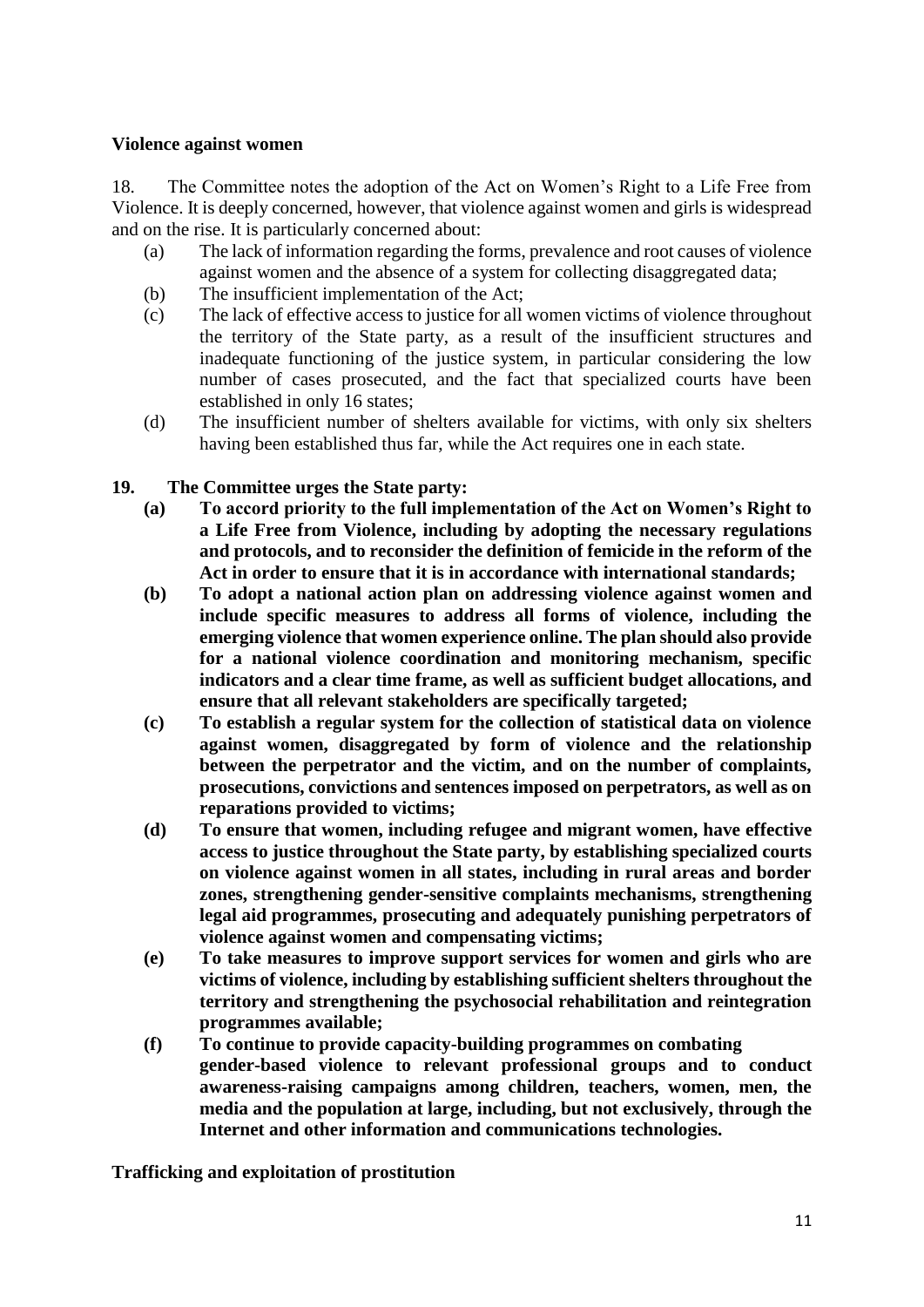**Violence against women**

18. The Committee notes the adoption of the Act on Women's Right to a Life Free from Violence. It is deeply concerned, however, that violence against women and girls is widespread and on the rise. It is particularly concerned about:

(a) The lack of information regarding the forms, prevalence and root causes of violence against women and the absence of a system for collecting disaggregated data;

(b) The insufficient implementation of the Act;

(c) The lack of effective access to justice for all women victims of violence throughout the territory of the State party, as a result of the insufficient structures and inadequate functioning of the justice system, in particular considering the low number of cases prosecuted, and the fact that specialized courts have been established in only 16 states;

(d) The insufficient number of shelters available for victims, with only six shelters having been established thus far, while the Act requires one in each state.

**19. The Committee urges the State party:**

**(a) To accord priority to the full implementation of the Act on Women's Right to a Life Free from Violence, including by adopting the necessary regulations and protocols, and to reconsider the definition of femicide in the reform of the Act in order to ensure that it is in accordance with international standards;**

**(b) To adopt a national action plan on addressing violence against women and include specific measures to address all forms of violence, including the emerging violence that women experience online. The plan should also provide for a national violence coordination and monitoring mechanism, specific indicators and a clear time frame, as well as sufficient budget allocations, and ensure that all relevant stakeholders are specifically targeted;**

**(c) To establish a regular system for the collection of statistical data on violence against women, disaggregated by form of violence and the relationship between the perpetrator and the victim, and on the number of complaints, prosecutions, convictions and sentences imposed on perpetrators, as well as on reparations provided to victims;**

**(d) To ensure that women, including refugee and migrant women, have effective access to justice throughout the State party, by establishing specialized courts on violence against women in all states, including in rural areas and border zones, strengthening gender-sensitive complaints mechanisms, strengthening legal aid programmes, prosecuting and adequately punishing perpetrators of violence against women and compensating victims;**

**(e) To take measures to improve support services for women and girls who are victims of violence, including by establishing sufficient shelters throughout the territory and strengthening the psychosocial rehabilitation and reintegration programmes available;**

**(f) To continue to provide capacity-building programmes on combating gender-based violence to relevant professional groups and to conduct awareness-raising campaigns among children, teachers, women, men, the media and the population at large, including, but not exclusively, through the Internet and other information and communications technologies.**

**Trafficking and exploitation of prostitution**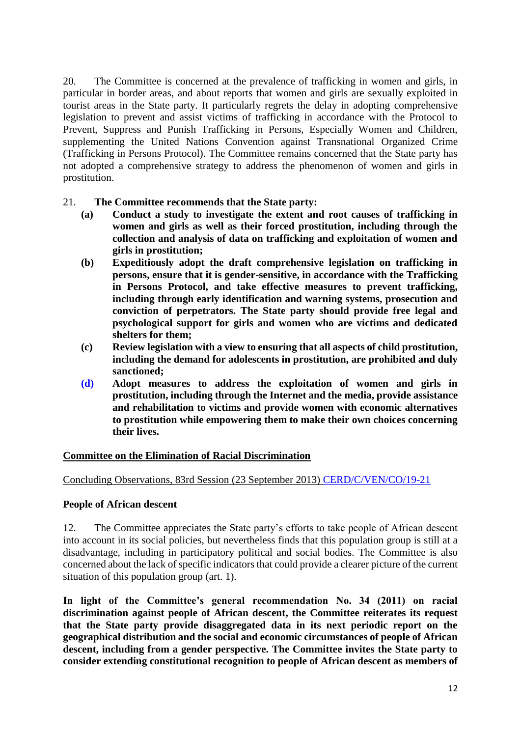20. The Committee is concerned at the prevalence of trafficking in women and girls, in particular in border areas, and about reports that women and girls are sexually exploited in tourist areas in the State party. It particularly regrets the delay in adopting comprehensive legislation to prevent and assist victims of trafficking in accordance with the Protocol to Prevent, Suppress and Punish Trafficking in Persons, Especially Women and Children, supplementing the United Nations Convention against Transnational Organized Crime (Trafficking in Persons Protocol). The Committee remains concerned that the State party has not adopted a comprehensive strategy to address the phenomenon of women and girls in prostitution.

21. **The Committee recommends that the State party:**

- **(a) Conduct a study to investigate the extent and root causes of trafficking in women and girls as well as their forced prostitution, including through the collection and analysis of data on trafficking and exploitation of women and girls in prostitution;**
- **(b) Expeditiously adopt the draft comprehensive legislation on trafficking in persons, ensure that it is gender-sensitive, in accordance with the Trafficking in Persons Protocol, and take effective measures to prevent trafficking, including through early identification and warning systems, prosecution and conviction of perpetrators. The State party should provide free legal and psychological support for girls and women who are victims and dedicated shelters for them;**
- **(c) Review legislation with a view to ensuring that all aspects of child prostitution, including the demand for adolescents in prostitution, are prohibited and duly sanctioned;**
- **(d) Adopt measures to address the exploitation of women and girls in prostitution, including through the Internet and the media, provide assistance and rehabilitation to victims and provide women with economic alternatives to prostitution while empowering them to make their own choices concerning their lives.**

## Committee on the Elimination of Racial Discrimination

Concluding Observations, 83rd Session (23 September 2013) CERD/C/VEN/CO/19-21

### People of African descent

12. The Committee appreciates the State party's efforts to take people of African descent into account in its social policies, but nevertheless finds that this population group is still at a disadvantage, including in participatory political and social bodies. The Committee is also concerned about the lack of specific indicators that could provide a clearer picture of the current situation of this population group (art. 1).

**In light of the Committee's general recommendation No. 34 (2011) on racial discrimination against people of African descent, the Committee reiterates its request that the State party provide disaggregated data in its next periodic report on the geographical distribution and the social and economic circumstances of people of African descent, including from a gender perspective. The Committee invites the State party to consider extending constitutional recognition to people of African descent as members of**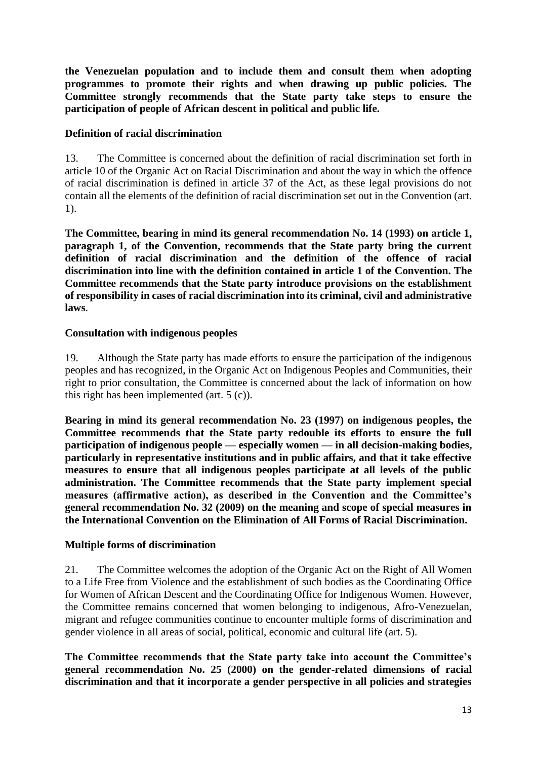**the Venezuelan population and to include them and consult them when adopting programmes to promote their rights and when drawing up public policies. The Committee strongly recommends that the State party take steps to ensure the participation of people of African descent in political and public life.**

### Definition of racial discrimination

13. The Committee is concerned about the definition of racial discrimination set forth in article 10 of the Organic Act on Racial Discrimination and about the way in which the offence of racial discrimination is defined in article 37 of the Act, as these legal provisions do not contain all the elements of the definition of racial discrimination set out in the Convention (art. 1).

**The Committee, bearing in mind its general recommendation No. 14 (1993) on article 1, paragraph 1, of the Convention, recommends that the State party bring the current definition of racial discrimination and the definition of the offence of racial discrimination into line with the definition contained in article 1 of the Convention. The Committee recommends that the State party introduce provisions on the establishment of responsibility in cases of racial discrimination into its criminal, civil and administrative laws**.

### Consultation with indigenous peoples

19. Although the State party has made efforts to ensure the participation of the indigenous peoples and has recognized, in the Organic Act on Indigenous Peoples and Communities, their right to prior consultation, the Committee is concerned about the lack of information on how this right has been implemented (art. 5 (c)).

**Bearing in mind its general recommendation No. 23 (1997) on indigenous peoples, the Committee recommends that the State party redouble its efforts to ensure the full participation of indigenous people — especially women — in all decision-making bodies, particularly in representative institutions and in public affairs, and that it take effective measures to ensure that all indigenous peoples participate at all levels of the public administration. The Committee recommends that the State party implement special measures (affirmative action), as described in the Convention and the Committee's general recommendation No. 32 (2009) on the meaning and scope of special measures in the International Convention on the Elimination of All Forms of Racial Discrimination.**

### Multiple forms of discrimination

21. The Committee welcomes the adoption of the Organic Act on the Right of All Women to a Life Free from Violence and the establishment of such bodies as the Coordinating Office for Women of African Descent and the Coordinating Office for Indigenous Women. However, the Committee remains concerned that women belonging to indigenous, Afro-Venezuelan, migrant and refugee communities continue to encounter multiple forms of discrimination and gender violence in all areas of social, political, economic and cultural life (art. 5).

**The Committee recommends that the State party take into account the Committee's general recommendation No. 25 (2000) on the gender-related dimensions of racial discrimination and that it incorporate a gender perspective in all policies and strategies**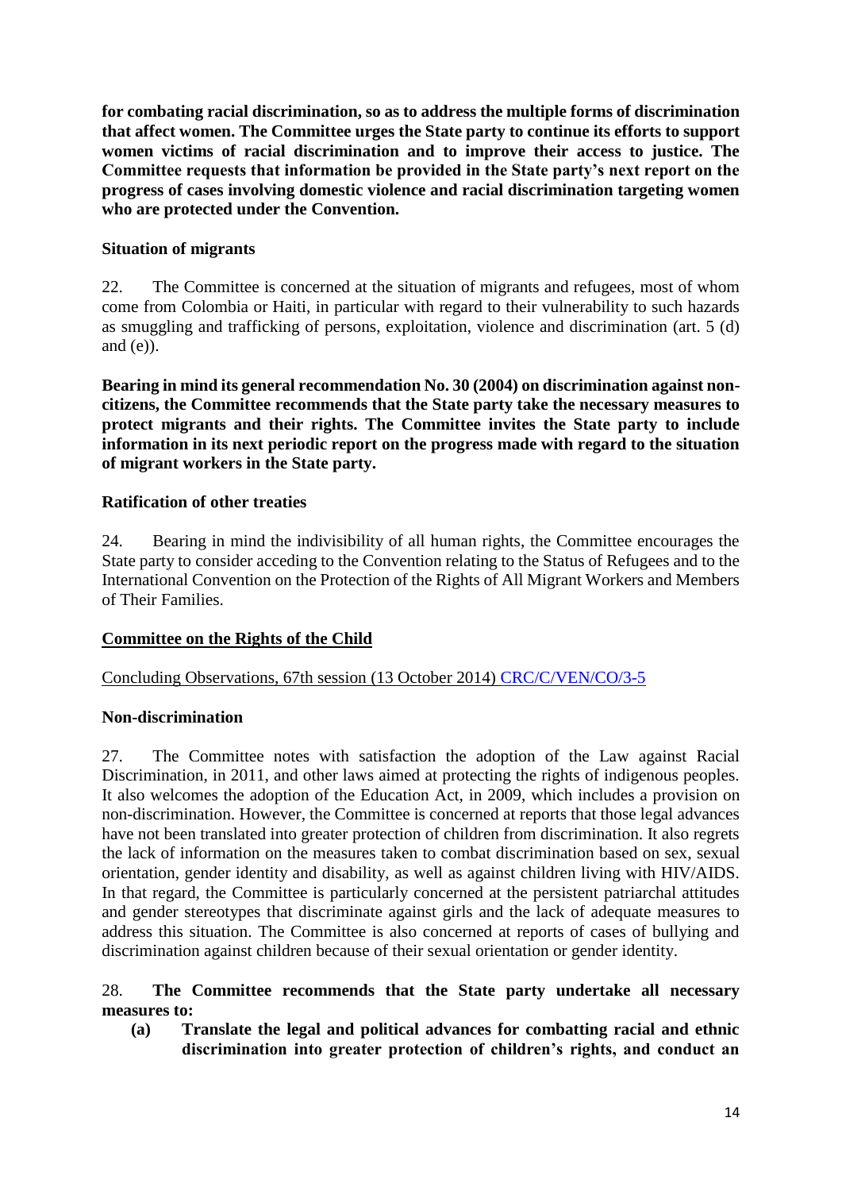**for combating racial discrimination, so as to address the multiple forms of discrimination that affect women. The Committee urges the State party to continue its efforts to support women victims of racial discrimination and to improve their access to justice. The Committee requests that information be provided in the State party's next report on the progress of cases involving domestic violence and racial discrimination targeting women who are protected under the Convention.**

**Situation of migrants**

22. The Committee is concerned at the situation of migrants and refugees, most of whom come from Colombia or Haiti, in particular with regard to their vulnerability to such hazards as smuggling and trafficking of persons, exploitation, violence and discrimination (art. 5 (d) and (e)).

**Bearing in mind its general recommendation No. 30 (2004) on discrimination against non-citizens, the Committee recommends that the State party take the necessary measures to protect migrants and their rights. The Committee invites the State party to include information in its next periodic report on the progress made with regard to the situation of migrant workers in the State party.**

**Ratification of other treaties**

24. Bearing in mind the indivisibility of all human rights, the Committee encourages the State party to consider acceding to the Convention relating to the Status of Refugees and to the International Convention on the Protection of the Rights of All Migrant Workers and Members of Their Families.

## Committee on the Rights of the Child

Concluding Observations, 67th session (13 October 2014) CRC/C/VEN/CO/3-5

**Non-discrimination**

27. The Committee notes with satisfaction the adoption of the Law against Racial Discrimination, in 2011, and other laws aimed at protecting the rights of indigenous peoples. It also welcomes the adoption of the Education Act, in 2009, which includes a provision on non-discrimination. However, the Committee is concerned at reports that those legal advances have not been translated into greater protection of children from discrimination. It also regrets the lack of information on the measures taken to combat discrimination based on sex, sexual orientation, gender identity and disability, as well as against children living with HIV/AIDS. In that regard, the Committee is particularly concerned at the persistent patriarchal attitudes and gender stereotypes that discriminate against girls and the lack of adequate measures to address this situation. The Committee is also concerned at reports of cases of bullying and discrimination against children because of their sexual orientation or gender identity.

28. **The Committee recommends that the State party undertake all necessary measures to:**

**(a) Translate the legal and political advances for combatting racial and ethnic discrimination into greater protection of children's rights, and conduct an**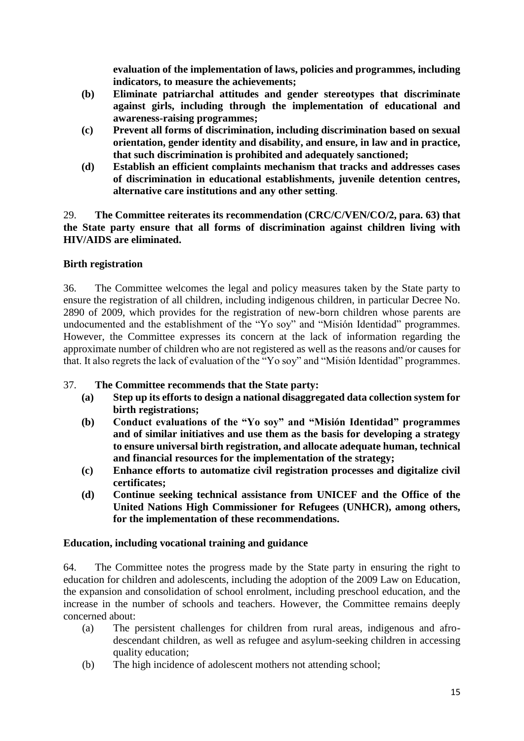**evaluation of the implementation of laws, policies and programmes, including indicators, to measure the achievements;**

- **(b) Eliminate patriarchal attitudes and gender stereotypes that discriminate against girls, including through the implementation of educational and awareness-raising programmes;**
- **(c) Prevent all forms of discrimination, including discrimination based on sexual orientation, gender identity and disability, and ensure, in law and in practice, that such discrimination is prohibited and adequately sanctioned;**
- **(d) Establish an efficient complaints mechanism that tracks and addresses cases of discrimination in educational establishments, juvenile detention centres, alternative care institutions and any other setting**.

29. **The Committee reiterates its recommendation (CRC/C/VEN/CO/2, para. 63) that the State party ensure that all forms of discrimination against children living with HIV/AIDS are eliminated.**

**Birth registration**

36. The Committee welcomes the legal and policy measures taken by the State party to ensure the registration of all children, including indigenous children, in particular Decree No. 2890 of 2009, which provides for the registration of new-born children whose parents are undocumented and the establishment of the "Yo soy" and "Misión Identidad" programmes. However, the Committee expresses its concern at the lack of information regarding the approximate number of children who are not registered as well as the reasons and/or causes for that. It also regrets the lack of evaluation of the "Yo soy" and "Misión Identidad" programmes.

37. **The Committee recommends that the State party:**

- **(a) Step up its efforts to design a national disaggregated data collection system for birth registrations;**
- **(b) Conduct evaluations of the "Yo soy" and "Misión Identidad" programmes and of similar initiatives and use them as the basis for developing a strategy to ensure universal birth registration, and allocate adequate human, technical and financial resources for the implementation of the strategy;**
- **(c) Enhance efforts to automatize civil registration processes and digitalize civil certificates;**
- **(d) Continue seeking technical assistance from UNICEF and the Office of the United Nations High Commissioner for Refugees (UNHCR), among others, for the implementation of these recommendations.**

**Education, including vocational training and guidance**

64. The Committee notes the progress made by the State party in ensuring the right to education for children and adolescents, including the adoption of the 2009 Law on Education, the expansion and consolidation of school enrolment, including preschool education, and the increase in the number of schools and teachers. However, the Committee remains deeply concerned about:

- (a) The persistent challenges for children from rural areas, indigenous and afro-descendant children, as well as refugee and asylum-seeking children in accessing quality education;
- (b) The high incidence of adolescent mothers not attending school;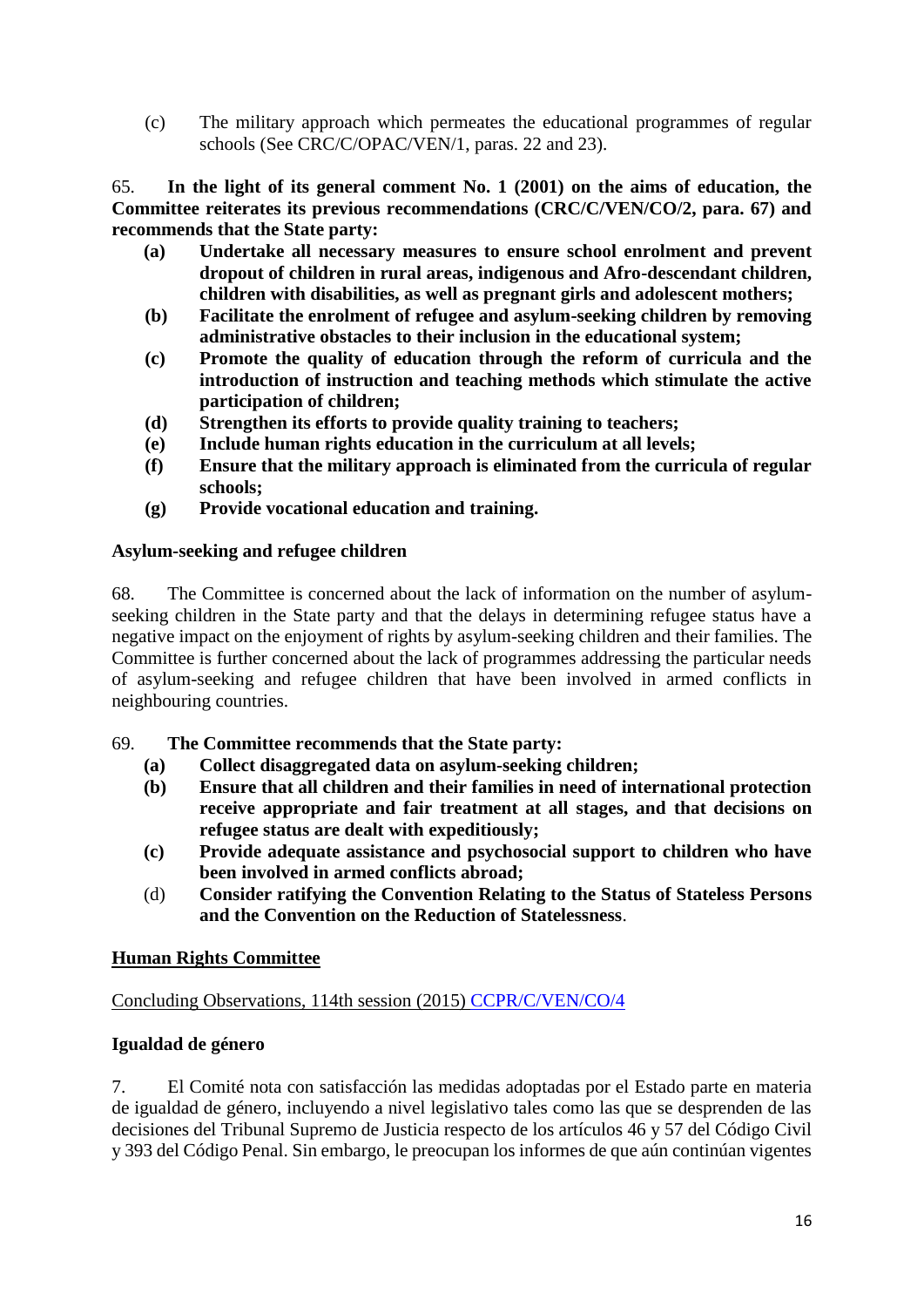(c) The military approach which permeates the educational programmes of regular schools (See CRC/C/OPAC/VEN/1, paras. 22 and 23).

65. **In the light of its general comment No. 1 (2001) on the aims of education, the Committee reiterates its previous recommendations (CRC/C/VEN/CO/2, para. 67) and recommends that the State party:**

**(a) Undertake all necessary measures to ensure school enrolment and prevent dropout of children in rural areas, indigenous and Afro-descendant children, children with disabilities, as well as pregnant girls and adolescent mothers;**

**(b) Facilitate the enrolment of refugee and asylum-seeking children by removing administrative obstacles to their inclusion in the educational system;**

**(c) Promote the quality of education through the reform of curricula and the introduction of instruction and teaching methods which stimulate the active participation of children;**

**(d) Strengthen its efforts to provide quality training to teachers;**

**(e) Include human rights education in the curriculum at all levels;**

**(f) Ensure that the military approach is eliminated from the curricula of regular schools;**

**(g) Provide vocational education and training.**

**Asylum-seeking and refugee children**

68. The Committee is concerned about the lack of information on the number of asylum-seeking children in the State party and that the delays in determining refugee status have a negative impact on the enjoyment of rights by asylum-seeking children and their families. The Committee is further concerned about the lack of programmes addressing the particular needs of asylum-seeking and refugee children that have been involved in armed conflicts in neighbouring countries.

69. **The Committee recommends that the State party:**

**(a) Collect disaggregated data on asylum-seeking children;**

**(b) Ensure that all children and their families in need of international protection receive appropriate and fair treatment at all stages, and that decisions on refugee status are dealt with expeditiously;**

**(c) Provide adequate assistance and psychosocial support to children who have been involved in armed conflicts abroad;**

(d) **Consider ratifying the Convention Relating to the Status of Stateless Persons and the Convention on the Reduction of Statelessness**.

**Human Rights Committee**

Concluding Observations, 114th session (2015) CCPR/C/VEN/CO/4

**Igualdad de género**

7. El Comité nota con satisfacción las medidas adoptadas por el Estado parte en materia de igualdad de género, incluyendo a nivel legislativo tales como las que se desprenden de las decisiones del Tribunal Supremo de Justicia respecto de los artículos 46 y 57 del Código Civil y 393 del Código Penal. Sin embargo, le preocupan los informes de que aún continúan vigentes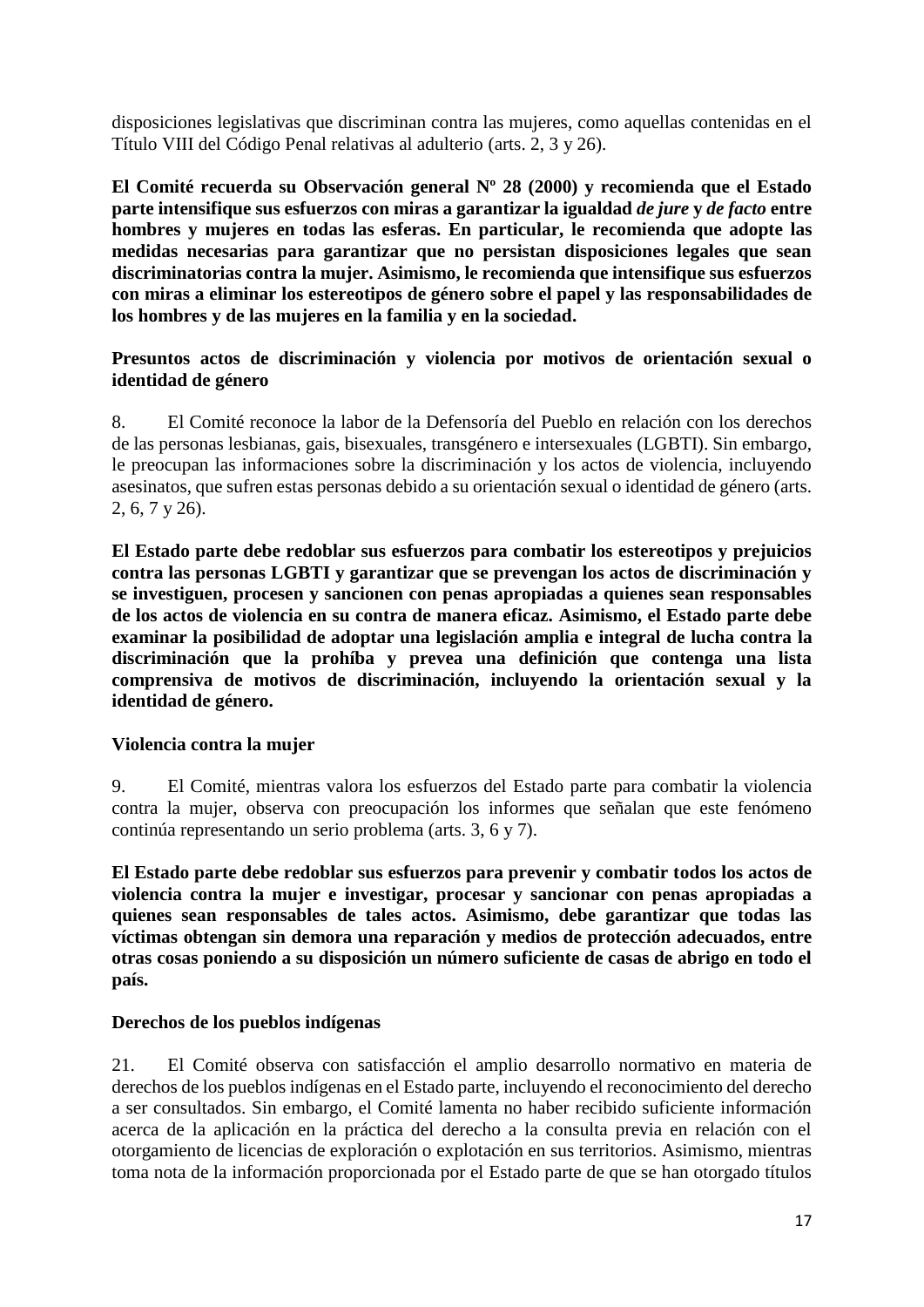disposiciones legislativas que discriminan contra las mujeres, como aquellas contenidas en el Título VIII del Código Penal relativas al adulterio (arts. 2, 3 y 26).

**El Comité recuerda su Observación general Nº 28 (2000) y recomienda que el Estado parte intensifique sus esfuerzos con miras a garantizar la igualdad *de jure* y *de facto* entre hombres y mujeres en todas las esferas. En particular, le recomienda que adopte las medidas necesarias para garantizar que no persistan disposiciones legales que sean discriminatorias contra la mujer. Asimismo, le recomienda que intensifique sus esfuerzos con miras a eliminar los estereotipos de género sobre el papel y las responsabilidades de los hombres y de las mujeres en la familia y en la sociedad.**

### Presuntos actos de discriminación y violencia por motivos de orientación sexual o identidad de género

8. El Comité reconoce la labor de la Defensoría del Pueblo en relación con los derechos de las personas lesbianas, gais, bisexuales, transgénero e intersexuales (LGBTI). Sin embargo, le preocupan las informaciones sobre la discriminación y los actos de violencia, incluyendo asesinatos, que sufren estas personas debido a su orientación sexual o identidad de género (arts. 2, 6, 7 y 26).

**El Estado parte debe redoblar sus esfuerzos para combatir los estereotipos y prejuicios contra las personas LGBTI y garantizar que se prevengan los actos de discriminación y se investiguen, procesen y sancionen con penas apropiadas a quienes sean responsables de los actos de violencia en su contra de manera eficaz. Asimismo, el Estado parte debe examinar la posibilidad de adoptar una legislación amplia e integral de lucha contra la discriminación que la prohíba y prevea una definición que contenga una lista comprensiva de motivos de discriminación, incluyendo la orientación sexual y la identidad de género.**

### Violencia contra la mujer

9. El Comité, mientras valora los esfuerzos del Estado parte para combatir la violencia contra la mujer, observa con preocupación los informes que señalan que este fenómeno continúa representando un serio problema (arts. 3, 6 y 7).

**El Estado parte debe redoblar sus esfuerzos para prevenir y combatir todos los actos de violencia contra la mujer e investigar, procesar y sancionar con penas apropiadas a quienes sean responsables de tales actos. Asimismo, debe garantizar que todas las víctimas obtengan sin demora una reparación y medios de protección adecuados, entre otras cosas poniendo a su disposición un número suficiente de casas de abrigo en todo el país.**

### Derechos de los pueblos indígenas

21. El Comité observa con satisfacción el amplio desarrollo normativo en materia de derechos de los pueblos indígenas en el Estado parte, incluyendo el reconocimiento del derecho a ser consultados. Sin embargo, el Comité lamenta no haber recibido suficiente información acerca de la aplicación en la práctica del derecho a la consulta previa en relación con el otorgamiento de licencias de exploración o explotación en sus territorios. Asimismo, mientras toma nota de la información proporcionada por el Estado parte de que se han otorgado títulos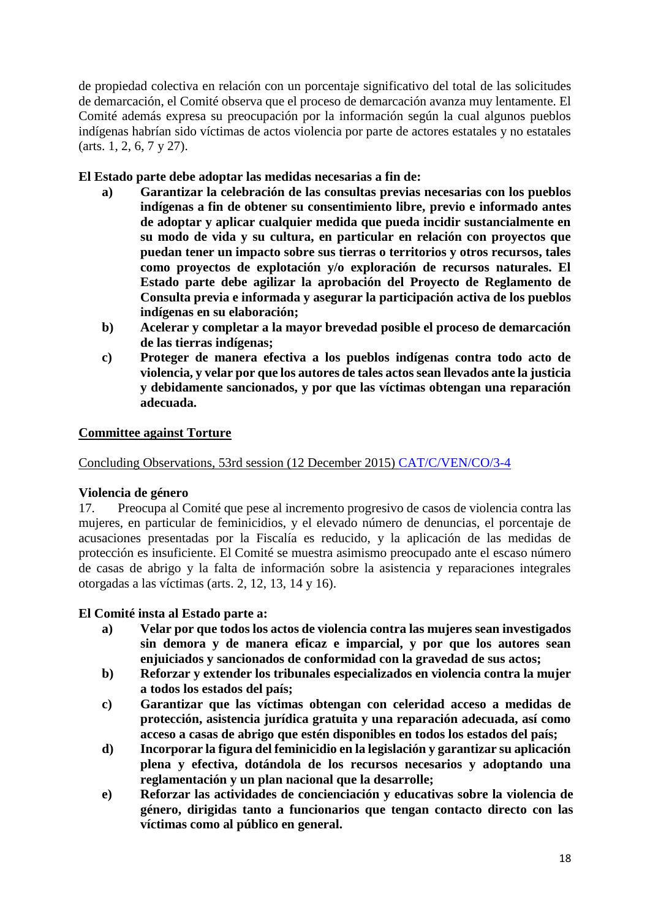de propiedad colectiva en relación con un porcentaje significativo del total de las solicitudes de demarcación, el Comité observa que el proceso de demarcación avanza muy lentamente. El Comité además expresa su preocupación por la información según la cual algunos pueblos indígenas habrían sido víctimas de actos violencia por parte de actores estatales y no estatales (arts. 1, 2, 6, 7 y 27).

**El Estado parte debe adoptar las medidas necesarias a fin de:**

- **a) Garantizar la celebración de las consultas previas necesarias con los pueblos indígenas a fin de obtener su consentimiento libre, previo e informado antes de adoptar y aplicar cualquier medida que pueda incidir sustancialmente en su modo de vida y su cultura, en particular en relación con proyectos que puedan tener un impacto sobre sus tierras o territorios y otros recursos, tales como proyectos de explotación y/o exploración de recursos naturales. El Estado parte debe agilizar la aprobación del Proyecto de Reglamento de Consulta previa e informada y asegurar la participación activa de los pueblos indígenas en su elaboración;**
- **b) Acelerar y completar a la mayor brevedad posible el proceso de demarcación de las tierras indígenas;**
- **c) Proteger de manera efectiva a los pueblos indígenas contra todo acto de violencia, y velar por que los autores de tales actos sean llevados ante la justicia y debidamente sancionados, y por que las víctimas obtengan una reparación adecuada.**

## Committee against Torture

Concluding Observations, 53rd session (12 December 2015) CAT/C/VEN/CO/3-4

**Violencia de género**

17. Preocupa al Comité que pese al incremento progresivo de casos de violencia contra las mujeres, en particular de feminicidios, y el elevado número de denuncias, el porcentaje de acusaciones presentadas por la Fiscalía es reducido, y la aplicación de las medidas de protección es insuficiente. El Comité se muestra asimismo preocupado ante el escaso número de casas de abrigo y la falta de información sobre la asistencia y reparaciones integrales otorgadas a las víctimas (arts. 2, 12, 13, 14 y 16).

**El Comité insta al Estado parte a:**

- **a) Velar por que todos los actos de violencia contra las mujeres sean investigados sin demora y de manera eficaz e imparcial, y por que los autores sean enjuiciados y sancionados de conformidad con la gravedad de sus actos;**
- **b) Reforzar y extender los tribunales especializados en violencia contra la mujer a todos los estados del país;**
- **c) Garantizar que las víctimas obtengan con celeridad acceso a medidas de protección, asistencia jurídica gratuita y una reparación adecuada, así como acceso a casas de abrigo que estén disponibles en todos los estados del país;**
- **d) Incorporar la figura del feminicidio en la legislación y garantizar su aplicación plena y efectiva, dotándola de los recursos necesarios y adoptando una reglamentación y un plan nacional que la desarrolle;**
- **e) Reforzar las actividades de concienciación y educativas sobre la violencia de género, dirigidas tanto a funcionarios que tengan contacto directo con las víctimas como al público en general.**